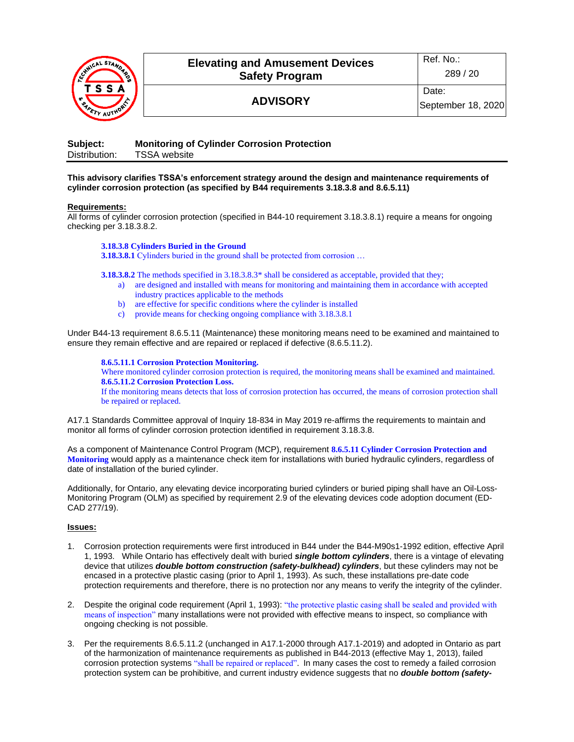| Elevating and Amusement Devices Safety Program | Ref. No.: 289 / 20 |
|---|---|
| **ADVISORY** | Date: September 18, 2020 |

**Subject:** **Monitoring of Cylinder Corrosion Protection**
Distribution: TSSA website

**This advisory clarifies TSSA's enforcement strategy around the design and maintenance requirements of cylinder corrosion protection (as specified by B44 requirements 3.18.3.8 and 8.6.5.11)**

**Requirements:**

All forms of cylinder corrosion protection (specified in B44-10 requirement 3.18.3.8.1) require a means for ongoing checking per 3.18.3.8.2.

> **3.18.3.8 Cylinders Buried in the Ground**
> **3.18.3.8.1** Cylinders buried in the ground shall be protected from corrosion …
>
> **3.18.3.8.2** The methods specified in 3.18.3.8.3* shall be considered as acceptable, provided that they;
> a) are designed and installed with means for monitoring and maintaining them in accordance with accepted industry practices applicable to the methods
> b) are effective for specific conditions where the cylinder is installed
> c) provide means for checking ongoing compliance with 3.18.3.8.1

Under B44-13 requirement 8.6.5.11 (Maintenance) these monitoring means need to be examined and maintained to ensure they remain effective and are repaired or replaced if defective (8.6.5.11.2).

> **8.6.5.11.1 Corrosion Protection Monitoring.**
> Where monitored cylinder corrosion protection is required, the monitoring means shall be examined and maintained.
> **8.6.5.11.2 Corrosion Protection Loss.**
> If the monitoring means detects that loss of corrosion protection has occurred, the means of corrosion protection shall be repaired or replaced.

A17.1 Standards Committee approval of Inquiry 18-834 in May 2019 re-affirms the requirements to maintain and monitor all forms of cylinder corrosion protection identified in requirement 3.18.3.8.

As a component of Maintenance Control Program (MCP), requirement **8.6.5.11 Cylinder Corrosion Protection and Monitoring** would apply as a maintenance check item for installations with buried hydraulic cylinders, regardless of date of installation of the buried cylinder.

Additionally, for Ontario, any elevating device incorporating buried cylinders or buried piping shall have an Oil-Loss-Monitoring Program (OLM) as specified by requirement 2.9 of the elevating devices code adoption document (ED-CAD 277/19).

**Issues:**

1. Corrosion protection requirements were first introduced in B44 under the B44-M90s1-1992 edition, effective April 1, 1993. While Ontario has effectively dealt with buried ***single bottom cylinders***, there is a vintage of elevating device that utilizes ***double bottom construction (safety-bulkhead) cylinders***, but these cylinders may not be encased in a protective plastic casing (prior to April 1, 1993). As such, these installations pre-date code protection requirements and therefore, there is no protection nor any means to verify the integrity of the cylinder.

2. Despite the original code requirement (April 1, 1993): "the protective plastic casing shall be sealed and provided with means of inspection" many installations were not provided with effective means to inspect, so compliance with ongoing checking is not possible.

3. Per the requirements 8.6.5.11.2 (unchanged in A17.1-2000 through A17.1-2019) and adopted in Ontario as part of the harmonization of maintenance requirements as published in B44-2013 (effective May 1, 2013), failed corrosion protection systems "shall be repaired or replaced". In many cases the cost to remedy a failed corrosion protection system can be prohibitive, and current industry evidence suggests that no ***double bottom (safety-***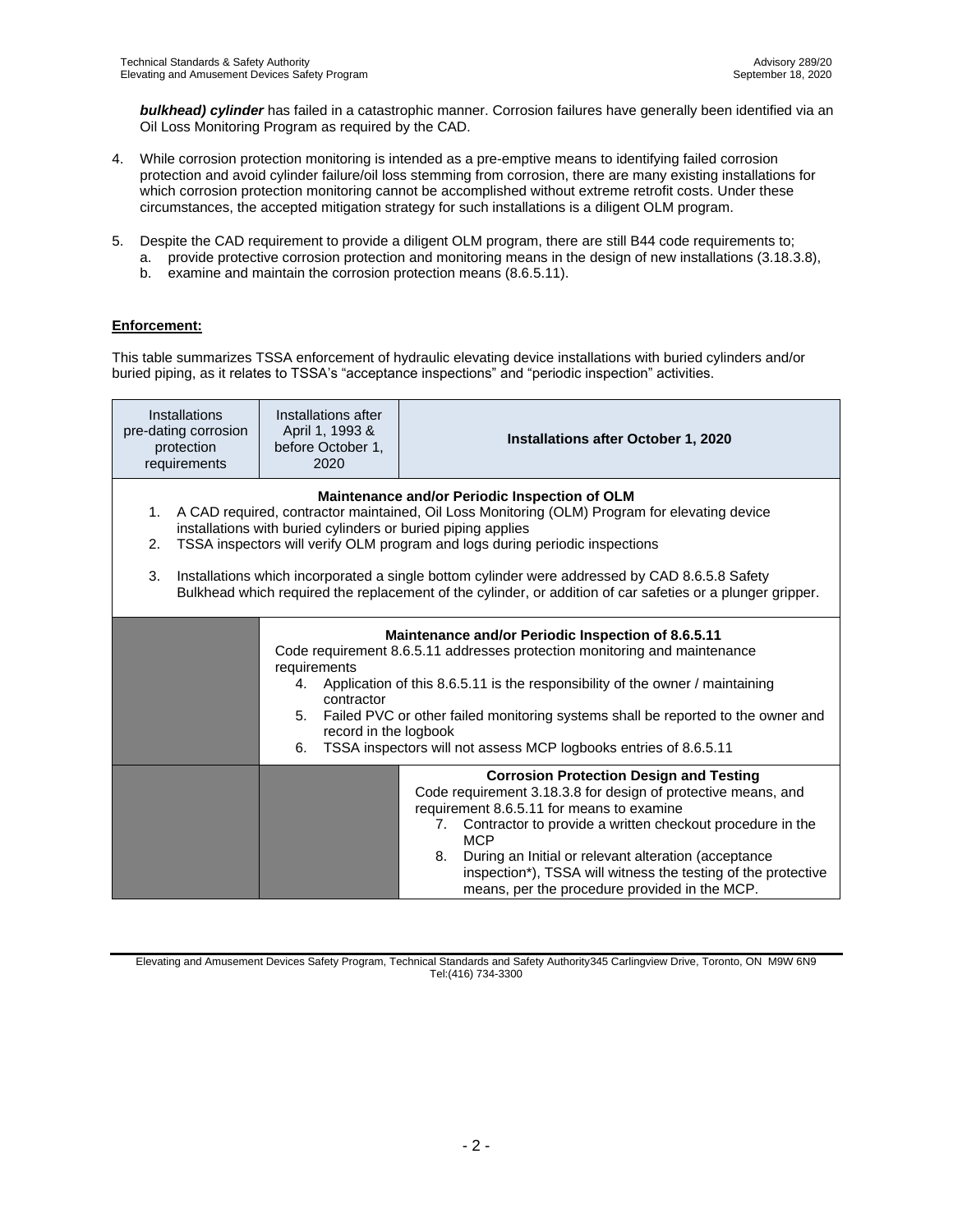***bulkhead) cylinder*** has failed in a catastrophic manner. Corrosion failures have generally been identified via an Oil Loss Monitoring Program as required by the CAD.

4. While corrosion protection monitoring is intended as a pre-emptive means to identifying failed corrosion protection and avoid cylinder failure/oil loss stemming from corrosion, there are many existing installations for which corrosion protection monitoring cannot be accomplished without extreme retrofit costs. Under these circumstances, the accepted mitigation strategy for such installations is a diligent OLM program.

5. Despite the CAD requirement to provide a diligent OLM program, there are still B44 code requirements to;
   a. provide protective corrosion protection and monitoring means in the design of new installations (3.18.3.8),
   b. examine and maintain the corrosion protection means (8.6.5.11).

**Enforcement:**

This table summarizes TSSA enforcement of hydraulic elevating device installations with buried cylinders and/or buried piping, as it relates to TSSA's "acceptance inspections" and "periodic inspection" activities.

| Installations pre-dating corrosion protection requirements | Installations after April 1, 1993 & before October 1, 2020 | **Installations after October 1, 2020** |
|---|---|---|
| **Maintenance and/or Periodic Inspection of OLM**<br>1. A CAD required, contractor maintained, Oil Loss Monitoring (OLM) Program for elevating device installations with buried cylinders or buried piping applies<br>2. TSSA inspectors will verify OLM program and logs during periodic inspections<br>3. Installations which incorporated a single bottom cylinder were addressed by CAD 8.6.5.8 Safety Bulkhead which required the replacement of the cylinder, or addition of car safeties or a plunger gripper. | | |
| | **Maintenance and/or Periodic Inspection of 8.6.5.11**<br>Code requirement 8.6.5.11 addresses protection monitoring and maintenance requirements<br>4. Application of this 8.6.5.11 is the responsibility of the owner / maintaining contractor<br>5. Failed PVC or other failed monitoring systems shall be reported to the owner and record in the logbook<br>6. TSSA inspectors will not assess MCP logbooks entries of 8.6.5.11 | |
| | | **Corrosion Protection Design and Testing**<br>Code requirement 3.18.3.8 for design of protective means, and requirement 8.6.5.11 for means to examine<br>7. Contractor to provide a written checkout procedure in the MCP<br>8. During an Initial or relevant alteration (acceptance inspection*), TSSA will witness the testing of the protective means, per the procedure provided in the MCP. |

Elevating and Amusement Devices Safety Program, Technical Standards and Safety Authority345 Carlingview Drive, Toronto, ON M9W 6N9 Tel:(416) 734-3300